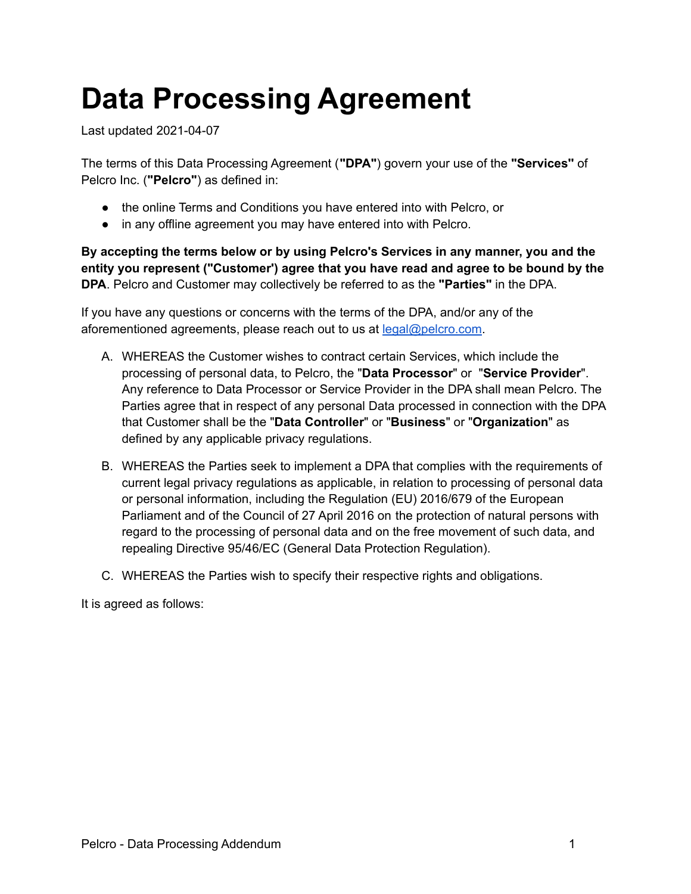# Data Processing Agreement

Last updated 2021-04-07

The terms of this Data Processing Agreement (**"DPA"**) govern your use of the **"Services"** of Pelcro Inc. (**"Pelcro"**) as defined in:

- the online Terms and Conditions you have entered into with Pelcro, or
- in any offline agreement you may have entered into with Pelcro.

**By accepting the terms below or by using Pelcro's Services in any manner, you and the entity you represent ("Customer') agree that you have read and agree to be bound by the DPA**. Pelcro and Customer may collectively be referred to as the **"Parties"** in the DPA.

If you have any questions or concerns with the terms of the DPA, and/or any of the aforementioned agreements, please reach out to us at [legal@pelcro.com](mailto:legal@pelcro.com).

A. WHEREAS the Customer wishes to contract certain Services, which include the processing of personal data, to Pelcro, the "**Data Processor**" or "**Service Provider**". Any reference to Data Processor or Service Provider in the DPA shall mean Pelcro. The Parties agree that in respect of any personal Data processed in connection with the DPA that Customer shall be the "**Data Controller**" or "**Business**" or "**Organization**" as defined by any applicable privacy regulations.

B. WHEREAS the Parties seek to implement a DPA that complies with the requirements of current legal privacy regulations as applicable, in relation to processing of personal data or personal information, including the Regulation (EU) 2016/679 of the European Parliament and of the Council of 27 April 2016 on the protection of natural persons with regard to the processing of personal data and on the free movement of such data, and repealing Directive 95/46/EC (General Data Protection Regulation).

C. WHEREAS the Parties wish to specify their respective rights and obligations.

It is agreed as follows: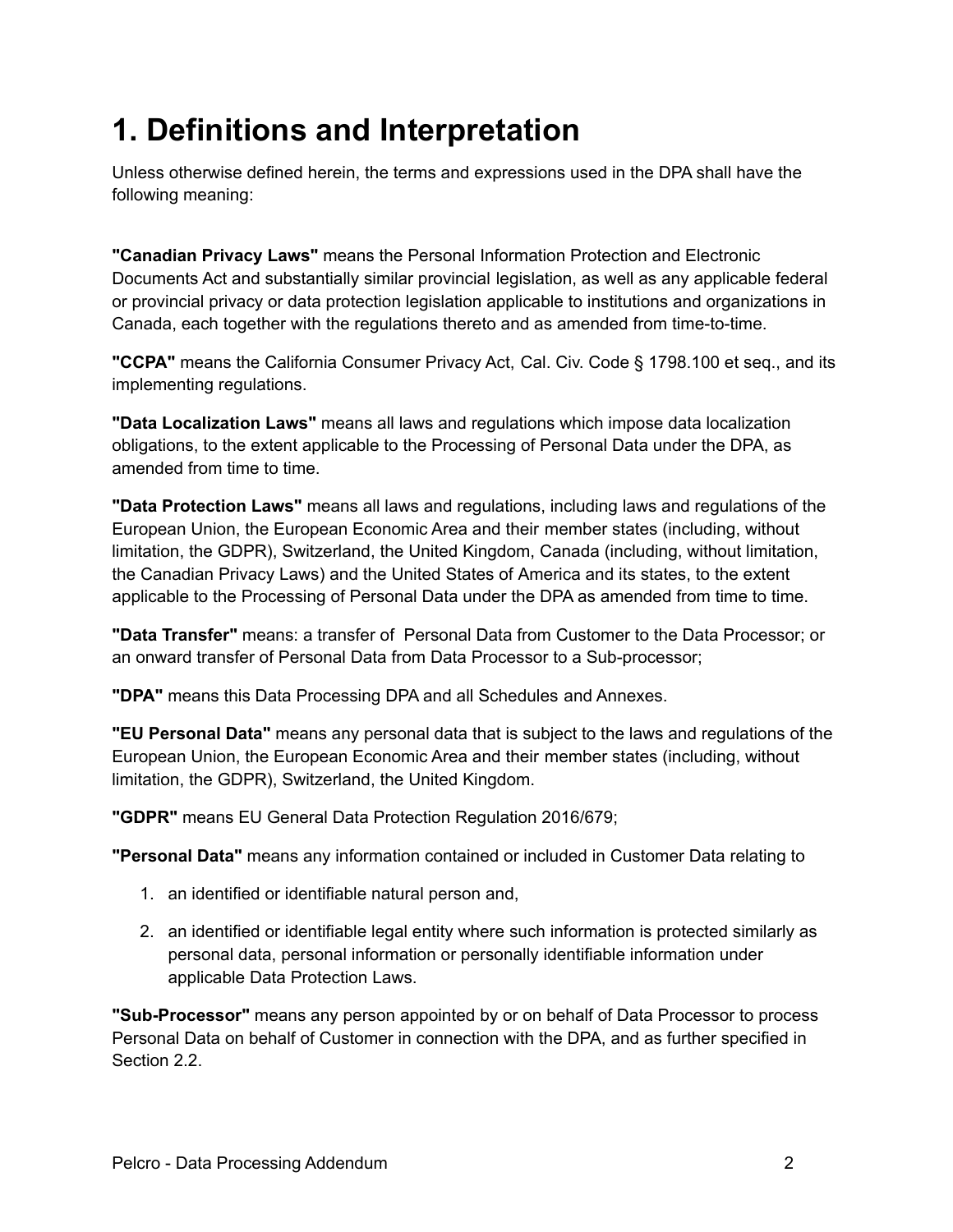# 1. Definitions and Interpretation

Unless otherwise defined herein, the terms and expressions used in the DPA shall have the following meaning:

**"Canadian Privacy Laws"** means the Personal Information Protection and Electronic Documents Act and substantially similar provincial legislation, as well as any applicable federal or provincial privacy or data protection legislation applicable to institutions and organizations in Canada, each together with the regulations thereto and as amended from time-to-time.

**"CCPA"** means the California Consumer Privacy Act, Cal. Civ. Code § 1798.100 et seq., and its implementing regulations.

**"Data Localization Laws"** means all laws and regulations which impose data localization obligations, to the extent applicable to the Processing of Personal Data under the DPA, as amended from time to time.

**"Data Protection Laws"** means all laws and regulations, including laws and regulations of the European Union, the European Economic Area and their member states (including, without limitation, the GDPR), Switzerland, the United Kingdom, Canada (including, without limitation, the Canadian Privacy Laws) and the United States of America and its states, to the extent applicable to the Processing of Personal Data under the DPA as amended from time to time.

**"Data Transfer"** means: a transfer of Personal Data from Customer to the Data Processor; or an onward transfer of Personal Data from Data Processor to a Sub-processor;

**"DPA"** means this Data Processing DPA and all Schedules and Annexes.

**"EU Personal Data"** means any personal data that is subject to the laws and regulations of the European Union, the European Economic Area and their member states (including, without limitation, the GDPR), Switzerland, the United Kingdom.

**"GDPR"** means EU General Data Protection Regulation 2016/679;

**"Personal Data"** means any information contained or included in Customer Data relating to

1. an identified or identifiable natural person and,
2. an identified or identifiable legal entity where such information is protected similarly as personal data, personal information or personally identifiable information under applicable Data Protection Laws.

**"Sub-Processor"** means any person appointed by or on behalf of Data Processor to process Personal Data on behalf of Customer in connection with the DPA, and as further specified in Section 2.2.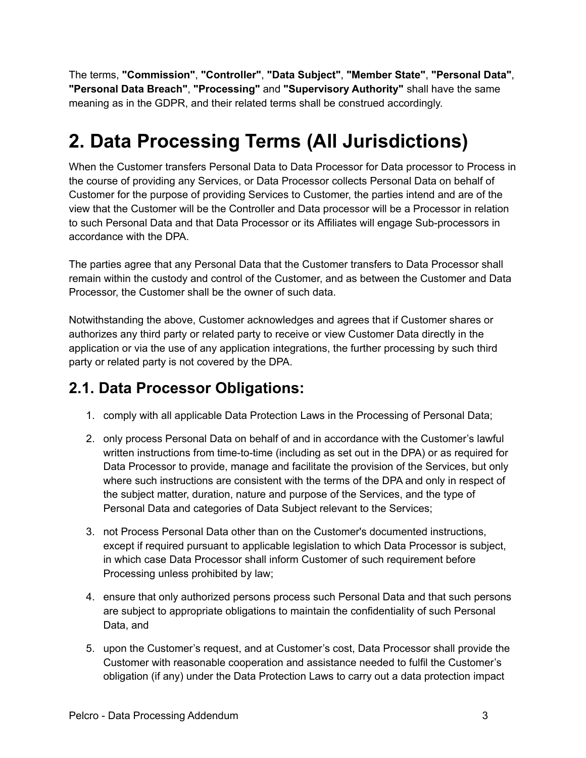The terms, **"Commission"**, **"Controller"**, **"Data Subject"**, **"Member State"**, **"Personal Data"**, **"Personal Data Breach"**, **"Processing"** and **"Supervisory Authority"** shall have the same meaning as in the GDPR, and their related terms shall be construed accordingly.

# 2. Data Processing Terms (All Jurisdictions)

When the Customer transfers Personal Data to Data Processor for Data processor to Process in the course of providing any Services, or Data Processor collects Personal Data on behalf of Customer for the purpose of providing Services to Customer, the parties intend and are of the view that the Customer will be the Controller and Data processor will be a Processor in relation to such Personal Data and that Data Processor or its Affiliates will engage Sub-processors in accordance with the DPA.

The parties agree that any Personal Data that the Customer transfers to Data Processor shall remain within the custody and control of the Customer, and as between the Customer and Data Processor, the Customer shall be the owner of such data.

Notwithstanding the above, Customer acknowledges and agrees that if Customer shares or authorizes any third party or related party to receive or view Customer Data directly in the application or via the use of any application integrations, the further processing by such third party or related party is not covered by the DPA.

## 2.1. Data Processor Obligations:

1. comply with all applicable Data Protection Laws in the Processing of Personal Data;
2. only process Personal Data on behalf of and in accordance with the Customer's lawful written instructions from time-to-time (including as set out in the DPA) or as required for Data Processor to provide, manage and facilitate the provision of the Services, but only where such instructions are consistent with the terms of the DPA and only in respect of the subject matter, duration, nature and purpose of the Services, and the type of Personal Data and categories of Data Subject relevant to the Services;
3. not Process Personal Data other than on the Customer's documented instructions, except if required pursuant to applicable legislation to which Data Processor is subject, in which case Data Processor shall inform Customer of such requirement before Processing unless prohibited by law;
4. ensure that only authorized persons process such Personal Data and that such persons are subject to appropriate obligations to maintain the confidentiality of such Personal Data, and
5. upon the Customer's request, and at Customer's cost, Data Processor shall provide the Customer with reasonable cooperation and assistance needed to fulfil the Customer's obligation (if any) under the Data Protection Laws to carry out a data protection impact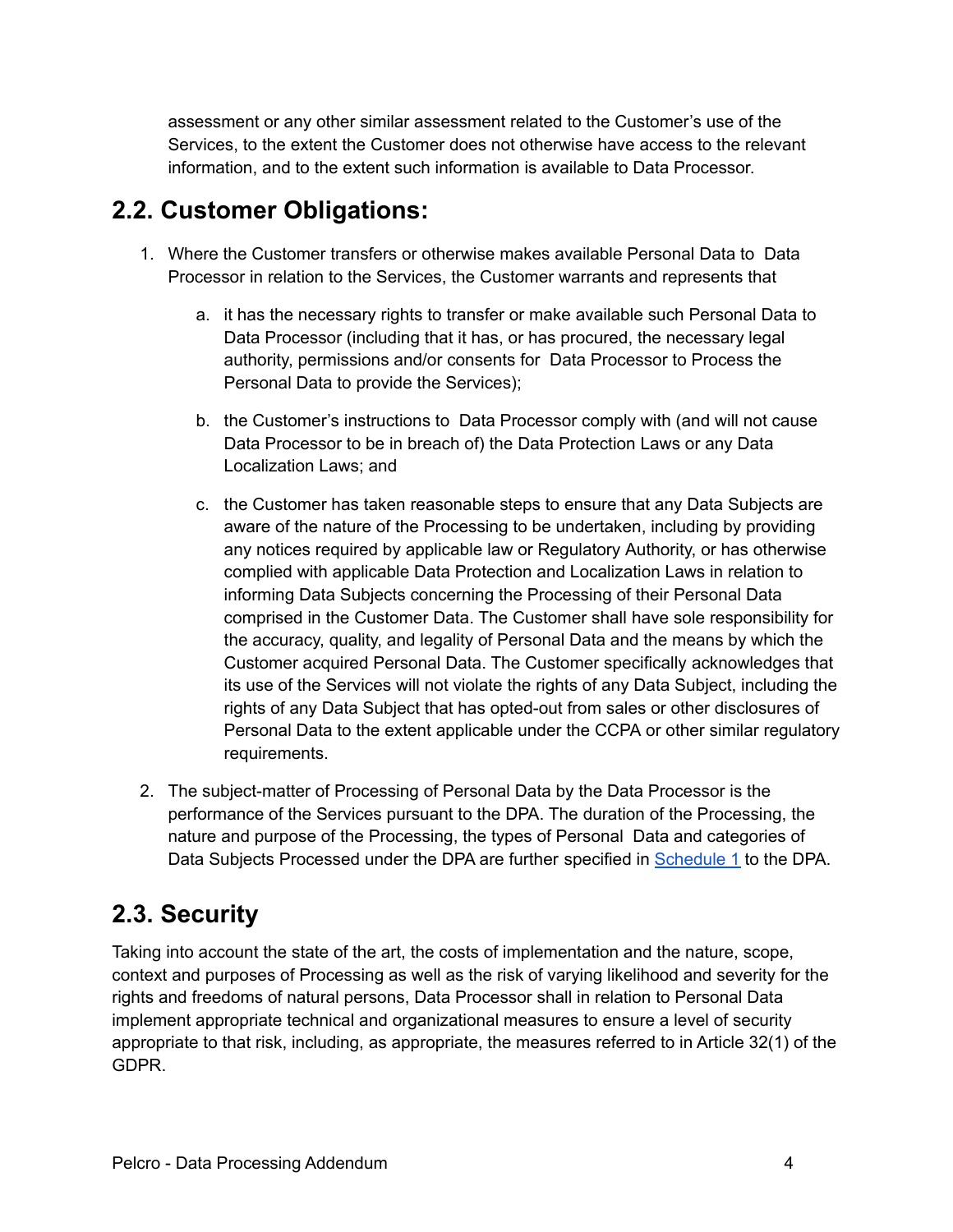assessment or any other similar assessment related to the Customer's use of the Services, to the extent the Customer does not otherwise have access to the relevant information, and to the extent such information is available to Data Processor.

## 2.2. Customer Obligations:

1. Where the Customer transfers or otherwise makes available Personal Data to Data Processor in relation to the Services, the Customer warrants and represents that

   a. it has the necessary rights to transfer or make available such Personal Data to Data Processor (including that it has, or has procured, the necessary legal authority, permissions and/or consents for Data Processor to Process the Personal Data to provide the Services);

   b. the Customer's instructions to Data Processor comply with (and will not cause Data Processor to be in breach of) the Data Protection Laws or any Data Localization Laws; and

   c. the Customer has taken reasonable steps to ensure that any Data Subjects are aware of the nature of the Processing to be undertaken, including by providing any notices required by applicable law or Regulatory Authority, or has otherwise complied with applicable Data Protection and Localization Laws in relation to informing Data Subjects concerning the Processing of their Personal Data comprised in the Customer Data. The Customer shall have sole responsibility for the accuracy, quality, and legality of Personal Data and the means by which the Customer acquired Personal Data. The Customer specifically acknowledges that its use of the Services will not violate the rights of any Data Subject, including the rights of any Data Subject that has opted-out from sales or other disclosures of Personal Data to the extent applicable under the CCPA or other similar regulatory requirements.

2. The subject-matter of Processing of Personal Data by the Data Processor is the performance of the Services pursuant to the DPA. The duration of the Processing, the nature and purpose of the Processing, the types of Personal Data and categories of Data Subjects Processed under the DPA are further specified in Schedule 1 to the DPA.

## 2.3. Security

Taking into account the state of the art, the costs of implementation and the nature, scope, context and purposes of Processing as well as the risk of varying likelihood and severity for the rights and freedoms of natural persons, Data Processor shall in relation to Personal Data implement appropriate technical and organizational measures to ensure a level of security appropriate to that risk, including, as appropriate, the measures referred to in Article 32(1) of the GDPR.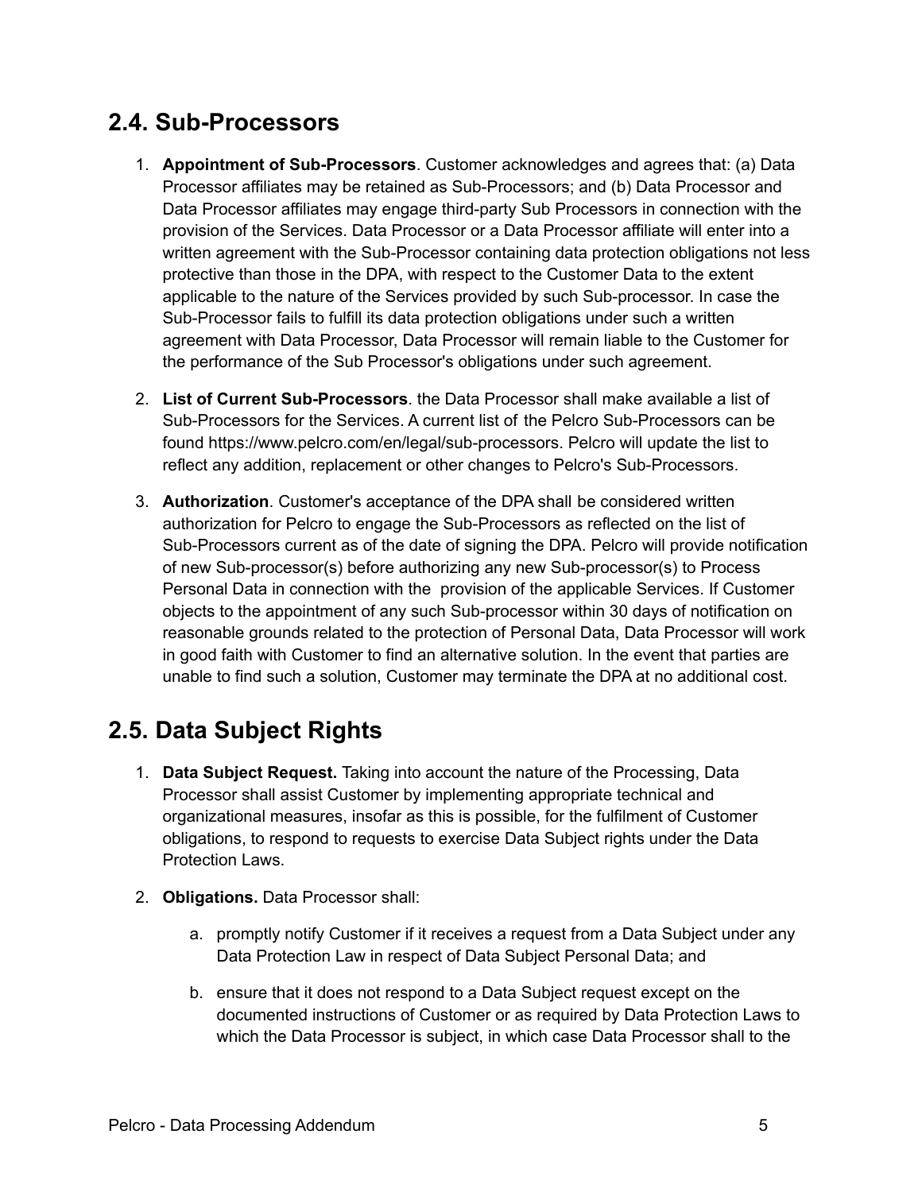## 2.4. Sub-Processors

1. **Appointment of Sub-Processors**. Customer acknowledges and agrees that: (a) Data Processor affiliates may be retained as Sub-Processors; and (b) Data Processor and Data Processor affiliates may engage third-party Sub Processors in connection with the provision of the Services. Data Processor or a Data Processor affiliate will enter into a written agreement with the Sub-Processor containing data protection obligations not less protective than those in the DPA, with respect to the Customer Data to the extent applicable to the nature of the Services provided by such Sub-processor. In case the Sub-Processor fails to fulfill its data protection obligations under such a written agreement with Data Processor, Data Processor will remain liable to the Customer for the performance of the Sub Processor's obligations under such agreement.

2. **List of Current Sub-Processors**. the Data Processor shall make available a list of Sub-Processors for the Services. A current list of the Pelcro Sub-Processors can be found https://www.pelcro.com/en/legal/sub-processors. Pelcro will update the list to reflect any addition, replacement or other changes to Pelcro's Sub-Processors.

3. **Authorization**. Customer's acceptance of the DPA shall be considered written authorization for Pelcro to engage the Sub-Processors as reflected on the list of Sub-Processors current as of the date of signing the DPA. Pelcro will provide notification of new Sub-processor(s) before authorizing any new Sub-processor(s) to Process Personal Data in connection with the provision of the applicable Services. If Customer objects to the appointment of any such Sub-processor within 30 days of notification on reasonable grounds related to the protection of Personal Data, Data Processor will work in good faith with Customer to find an alternative solution. In the event that parties are unable to find such a solution, Customer may terminate the DPA at no additional cost.

## 2.5. Data Subject Rights

1. **Data Subject Request.** Taking into account the nature of the Processing, Data Processor shall assist Customer by implementing appropriate technical and organizational measures, insofar as this is possible, for the fulfilment of Customer obligations, to respond to requests to exercise Data Subject rights under the Data Protection Laws.

2. **Obligations.** Data Processor shall:

   a. promptly notify Customer if it receives a request from a Data Subject under any Data Protection Law in respect of Data Subject Personal Data; and

   b. ensure that it does not respond to a Data Subject request except on the documented instructions of Customer or as required by Data Protection Laws to which the Data Processor is subject, in which case Data Processor shall to the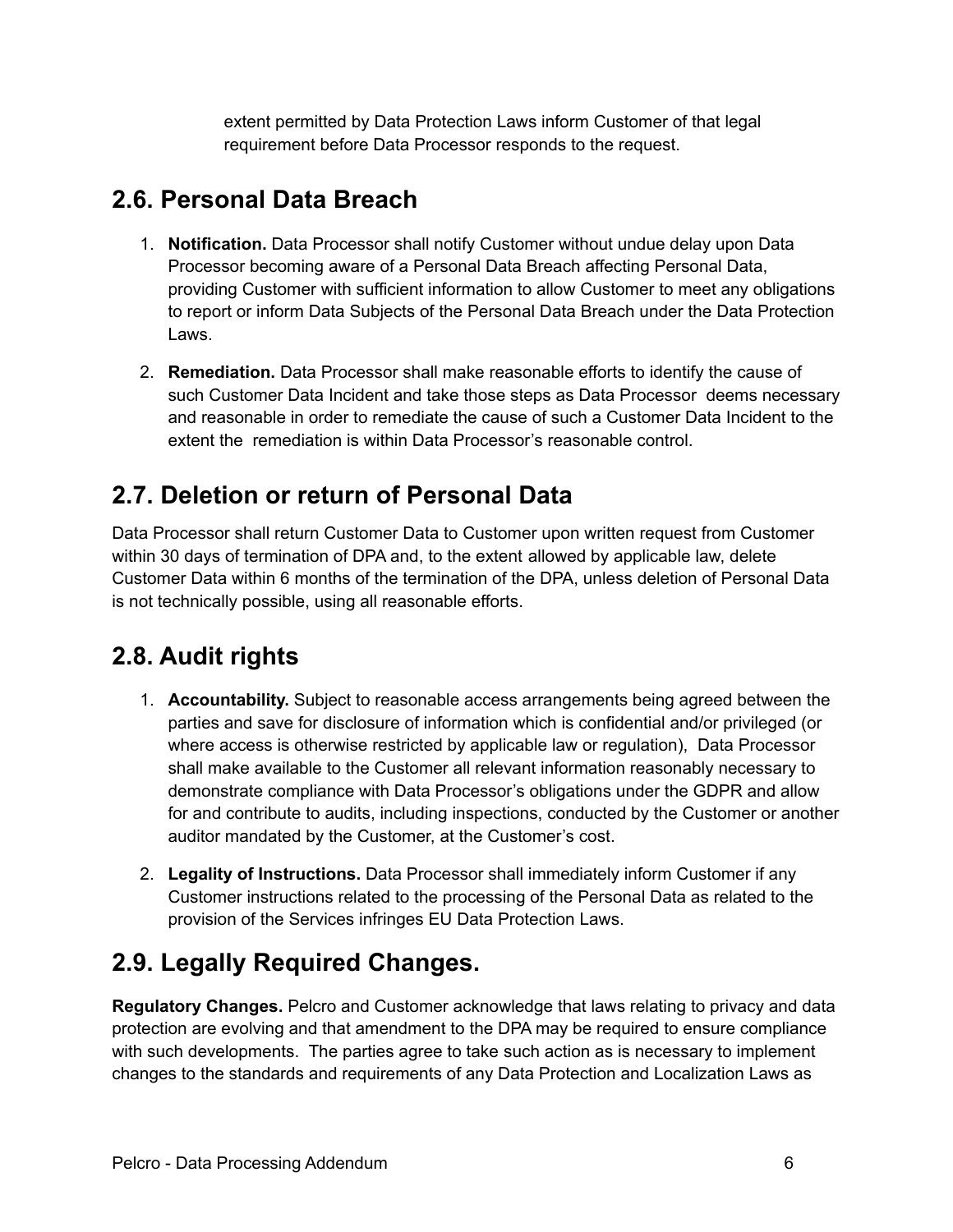extent permitted by Data Protection Laws inform Customer of that legal requirement before Data Processor responds to the request.

## 2.6. Personal Data Breach

1. **Notification.** Data Processor shall notify Customer without undue delay upon Data Processor becoming aware of a Personal Data Breach affecting Personal Data, providing Customer with sufficient information to allow Customer to meet any obligations to report or inform Data Subjects of the Personal Data Breach under the Data Protection Laws.
2. **Remediation.** Data Processor shall make reasonable efforts to identify the cause of such Customer Data Incident and take those steps as Data Processor deems necessary and reasonable in order to remediate the cause of such a Customer Data Incident to the extent the remediation is within Data Processor's reasonable control.

## 2.7. Deletion or return of Personal Data

Data Processor shall return Customer Data to Customer upon written request from Customer within 30 days of termination of DPA and, to the extent allowed by applicable law, delete Customer Data within 6 months of the termination of the DPA, unless deletion of Personal Data is not technically possible, using all reasonable efforts.

## 2.8. Audit rights

1. **Accountability.** Subject to reasonable access arrangements being agreed between the parties and save for disclosure of information which is confidential and/or privileged (or where access is otherwise restricted by applicable law or regulation), Data Processor shall make available to the Customer all relevant information reasonably necessary to demonstrate compliance with Data Processor's obligations under the GDPR and allow for and contribute to audits, including inspections, conducted by the Customer or another auditor mandated by the Customer, at the Customer's cost.
2. **Legality of Instructions.** Data Processor shall immediately inform Customer if any Customer instructions related to the processing of the Personal Data as related to the provision of the Services infringes EU Data Protection Laws.

## 2.9. Legally Required Changes.

**Regulatory Changes.** Pelcro and Customer acknowledge that laws relating to privacy and data protection are evolving and that amendment to the DPA may be required to ensure compliance with such developments. The parties agree to take such action as is necessary to implement changes to the standards and requirements of any Data Protection and Localization Laws as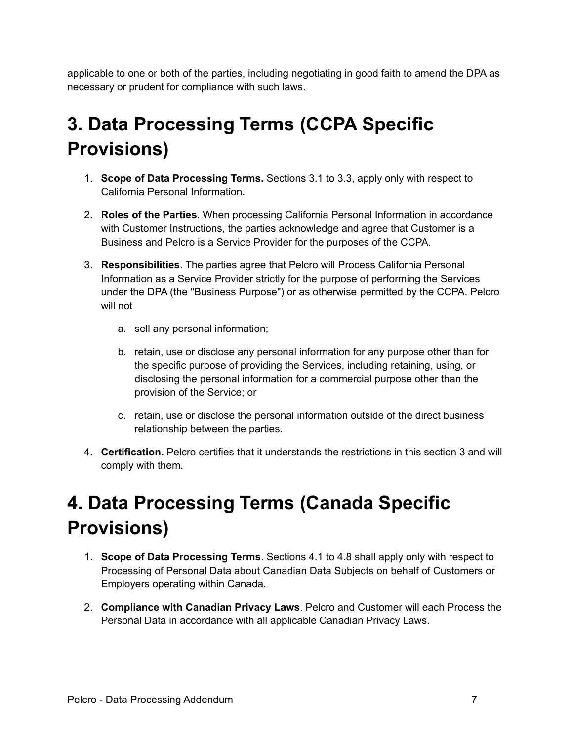applicable to one or both of the parties, including negotiating in good faith to amend the DPA as necessary or prudent for compliance with such laws.

# 3. Data Processing Terms (CCPA Specific Provisions)

1. **Scope of Data Processing Terms.** Sections 3.1 to 3.3, apply only with respect to California Personal Information.

2. **Roles of the Parties**. When processing California Personal Information in accordance with Customer Instructions, the parties acknowledge and agree that Customer is a Business and Pelcro is a Service Provider for the purposes of the CCPA.

3. **Responsibilities**. The parties agree that Pelcro will Process California Personal Information as a Service Provider strictly for the purpose of performing the Services under the DPA (the "Business Purpose") or as otherwise permitted by the CCPA. Pelcro will not

    a. sell any personal information;

    b. retain, use or disclose any personal information for any purpose other than for the specific purpose of providing the Services, including retaining, using, or disclosing the personal information for a commercial purpose other than the provision of the Service; or

    c. retain, use or disclose the personal information outside of the direct business relationship between the parties.

4. **Certification.** Pelcro certifies that it understands the restrictions in this section 3 and will comply with them.

# 4. Data Processing Terms (Canada Specific Provisions)

1. **Scope of Data Processing Terms**. Sections 4.1 to 4.8 shall apply only with respect to Processing of Personal Data about Canadian Data Subjects on behalf of Customers or Employers operating within Canada.

2. **Compliance with Canadian Privacy Laws**. Pelcro and Customer will each Process the Personal Data in accordance with all applicable Canadian Privacy Laws.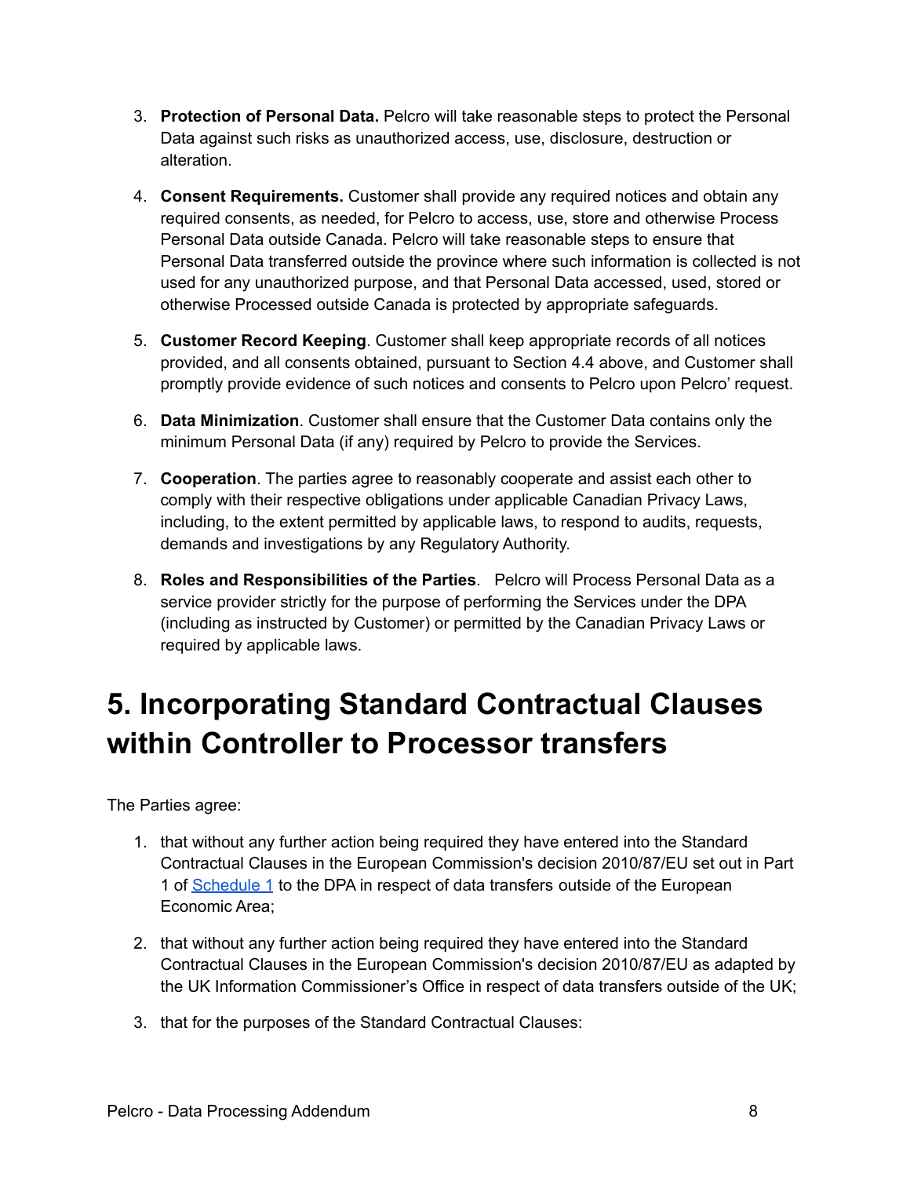3. **Protection of Personal Data.** Pelcro will take reasonable steps to protect the Personal Data against such risks as unauthorized access, use, disclosure, destruction or alteration.

4. **Consent Requirements.** Customer shall provide any required notices and obtain any required consents, as needed, for Pelcro to access, use, store and otherwise Process Personal Data outside Canada. Pelcro will take reasonable steps to ensure that Personal Data transferred outside the province where such information is collected is not used for any unauthorized purpose, and that Personal Data accessed, used, stored or otherwise Processed outside Canada is protected by appropriate safeguards.

5. **Customer Record Keeping**. Customer shall keep appropriate records of all notices provided, and all consents obtained, pursuant to Section 4.4 above, and Customer shall promptly provide evidence of such notices and consents to Pelcro upon Pelcro' request.

6. **Data Minimization**. Customer shall ensure that the Customer Data contains only the minimum Personal Data (if any) required by Pelcro to provide the Services.

7. **Cooperation**. The parties agree to reasonably cooperate and assist each other to comply with their respective obligations under applicable Canadian Privacy Laws, including, to the extent permitted by applicable laws, to respond to audits, requests, demands and investigations by any Regulatory Authority.

8. **Roles and Responsibilities of the Parties**. Pelcro will Process Personal Data as a service provider strictly for the purpose of performing the Services under the DPA (including as instructed by Customer) or permitted by the Canadian Privacy Laws or required by applicable laws.

# 5. Incorporating Standard Contractual Clauses within Controller to Processor transfers

The Parties agree:

1. that without any further action being required they have entered into the Standard Contractual Clauses in the European Commission's decision 2010/87/EU set out in Part 1 of Schedule 1 to the DPA in respect of data transfers outside of the European Economic Area;

2. that without any further action being required they have entered into the Standard Contractual Clauses in the European Commission's decision 2010/87/EU as adapted by the UK Information Commissioner's Office in respect of data transfers outside of the UK;

3. that for the purposes of the Standard Contractual Clauses: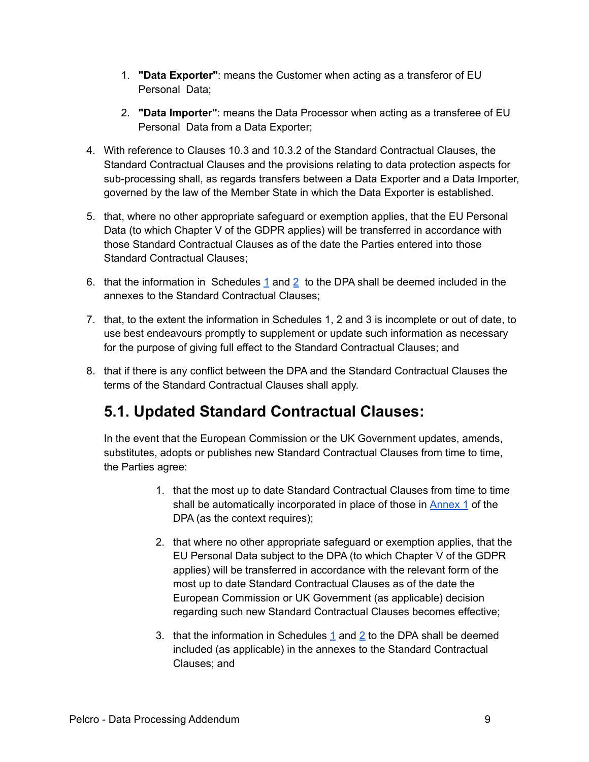1. **"Data Exporter"**: means the Customer when acting as a transferor of EU Personal Data;

2. **"Data Importer"**: means the Data Processor when acting as a transferee of EU Personal Data from a Data Exporter;

4. With reference to Clauses 10.3 and 10.3.2 of the Standard Contractual Clauses, the Standard Contractual Clauses and the provisions relating to data protection aspects for sub-processing shall, as regards transfers between a Data Exporter and a Data Importer, governed by the law of the Member State in which the Data Exporter is established.

5. that, where no other appropriate safeguard or exemption applies, that the EU Personal Data (to which Chapter V of the GDPR applies) will be transferred in accordance with those Standard Contractual Clauses as of the date the Parties entered into those Standard Contractual Clauses;

6. that the information in Schedules 1 and 2 to the DPA shall be deemed included in the annexes to the Standard Contractual Clauses;

7. that, to the extent the information in Schedules 1, 2 and 3 is incomplete or out of date, to use best endeavours promptly to supplement or update such information as necessary for the purpose of giving full effect to the Standard Contractual Clauses; and

8. that if there is any conflict between the DPA and the Standard Contractual Clauses the terms of the Standard Contractual Clauses shall apply.

## 5.1. Updated Standard Contractual Clauses:

In the event that the European Commission or the UK Government updates, amends, substitutes, adopts or publishes new Standard Contractual Clauses from time to time, the Parties agree:

1. that the most up to date Standard Contractual Clauses from time to time shall be automatically incorporated in place of those in Annex 1 of the DPA (as the context requires);

2. that where no other appropriate safeguard or exemption applies, that the EU Personal Data subject to the DPA (to which Chapter V of the GDPR applies) will be transferred in accordance with the relevant form of the most up to date Standard Contractual Clauses as of the date the European Commission or UK Government (as applicable) decision regarding such new Standard Contractual Clauses becomes effective;

3. that the information in Schedules 1 and 2 to the DPA shall be deemed included (as applicable) in the annexes to the Standard Contractual Clauses; and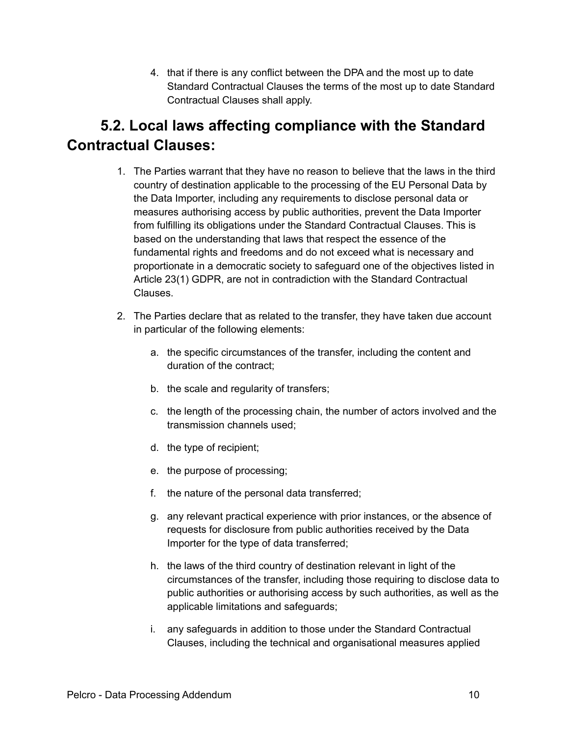4. that if there is any conflict between the DPA and the most up to date Standard Contractual Clauses the terms of the most up to date Standard Contractual Clauses shall apply.

## 5.2. Local laws affecting compliance with the Standard Contractual Clauses:

1. The Parties warrant that they have no reason to believe that the laws in the third country of destination applicable to the processing of the EU Personal Data by the Data Importer, including any requirements to disclose personal data or measures authorising access by public authorities, prevent the Data Importer from fulfilling its obligations under the Standard Contractual Clauses. This is based on the understanding that laws that respect the essence of the fundamental rights and freedoms and do not exceed what is necessary and proportionate in a democratic society to safeguard one of the objectives listed in Article 23(1) GDPR, are not in contradiction with the Standard Contractual Clauses.

2. The Parties declare that as related to the transfer, they have taken due account in particular of the following elements:

    a. the specific circumstances of the transfer, including the content and duration of the contract;

    b. the scale and regularity of transfers;

    c. the length of the processing chain, the number of actors involved and the transmission channels used;

    d. the type of recipient;

    e. the purpose of processing;

    f. the nature of the personal data transferred;

    g. any relevant practical experience with prior instances, or the absence of requests for disclosure from public authorities received by the Data Importer for the type of data transferred;

    h. the laws of the third country of destination relevant in light of the circumstances of the transfer, including those requiring to disclose data to public authorities or authorising access by such authorities, as well as the applicable limitations and safeguards;

    i. any safeguards in addition to those under the Standard Contractual Clauses, including the technical and organisational measures applied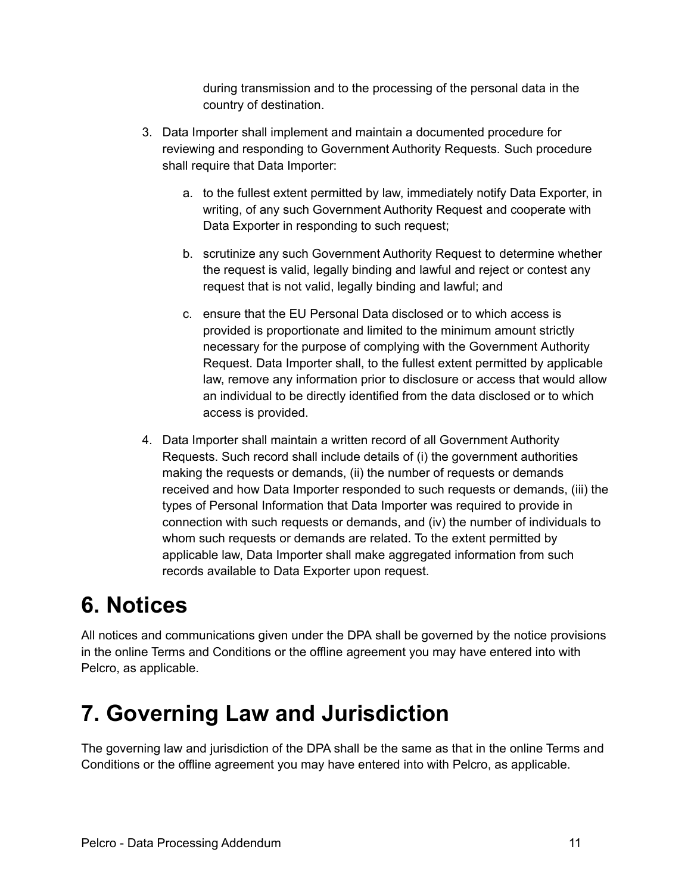during transmission and to the processing of the personal data in the country of destination.

3. Data Importer shall implement and maintain a documented procedure for reviewing and responding to Government Authority Requests. Such procedure shall require that Data Importer:

    a. to the fullest extent permitted by law, immediately notify Data Exporter, in writing, of any such Government Authority Request and cooperate with Data Exporter in responding to such request;

    b. scrutinize any such Government Authority Request to determine whether the request is valid, legally binding and lawful and reject or contest any request that is not valid, legally binding and lawful; and

    c. ensure that the EU Personal Data disclosed or to which access is provided is proportionate and limited to the minimum amount strictly necessary for the purpose of complying with the Government Authority Request. Data Importer shall, to the fullest extent permitted by applicable law, remove any information prior to disclosure or access that would allow an individual to be directly identified from the data disclosed or to which access is provided.

4. Data Importer shall maintain a written record of all Government Authority Requests. Such record shall include details of (i) the government authorities making the requests or demands, (ii) the number of requests or demands received and how Data Importer responded to such requests or demands, (iii) the types of Personal Information that Data Importer was required to provide in connection with such requests or demands, and (iv) the number of individuals to whom such requests or demands are related. To the extent permitted by applicable law, Data Importer shall make aggregated information from such records available to Data Exporter upon request.

# 6. Notices

All notices and communications given under the DPA shall be governed by the notice provisions in the online Terms and Conditions or the offline agreement you may have entered into with Pelcro, as applicable.

# 7. Governing Law and Jurisdiction

The governing law and jurisdiction of the DPA shall be the same as that in the online Terms and Conditions or the offline agreement you may have entered into with Pelcro, as applicable.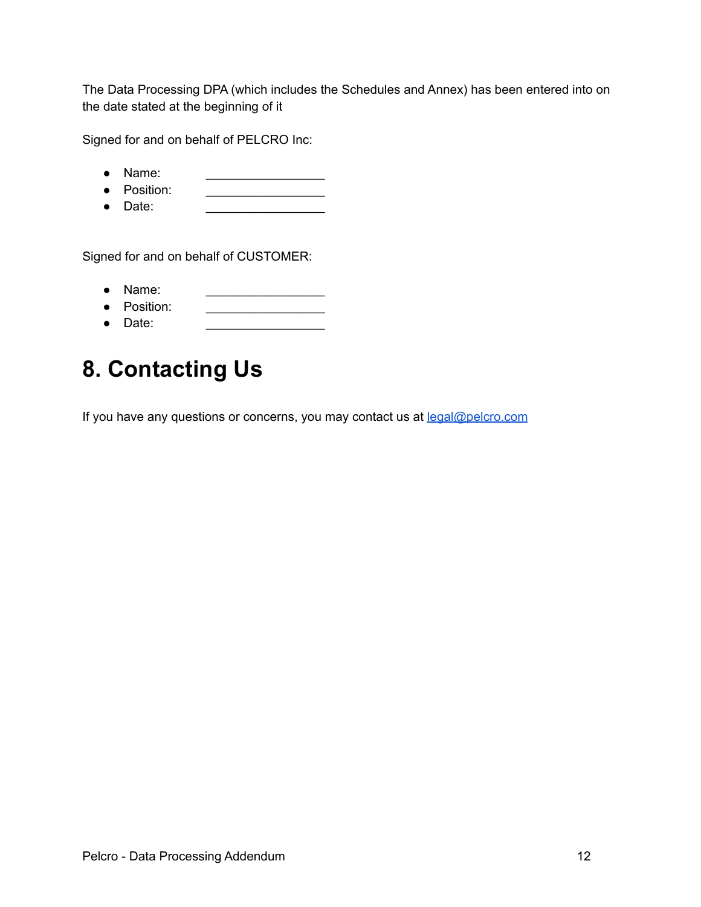The Data Processing DPA (which includes the Schedules and Annex) has been entered into on the date stated at the beginning of it

Signed for and on behalf of PELCRO Inc:

- Name: ________________
- Position: ________________
- Date: ________________

Signed for and on behalf of CUSTOMER:

- Name: ________________
- Position: ________________
- Date: ________________

# 8. Contacting Us

If you have any questions or concerns, you may contact us at [legal@pelcro.com](mailto:legal@pelcro.com)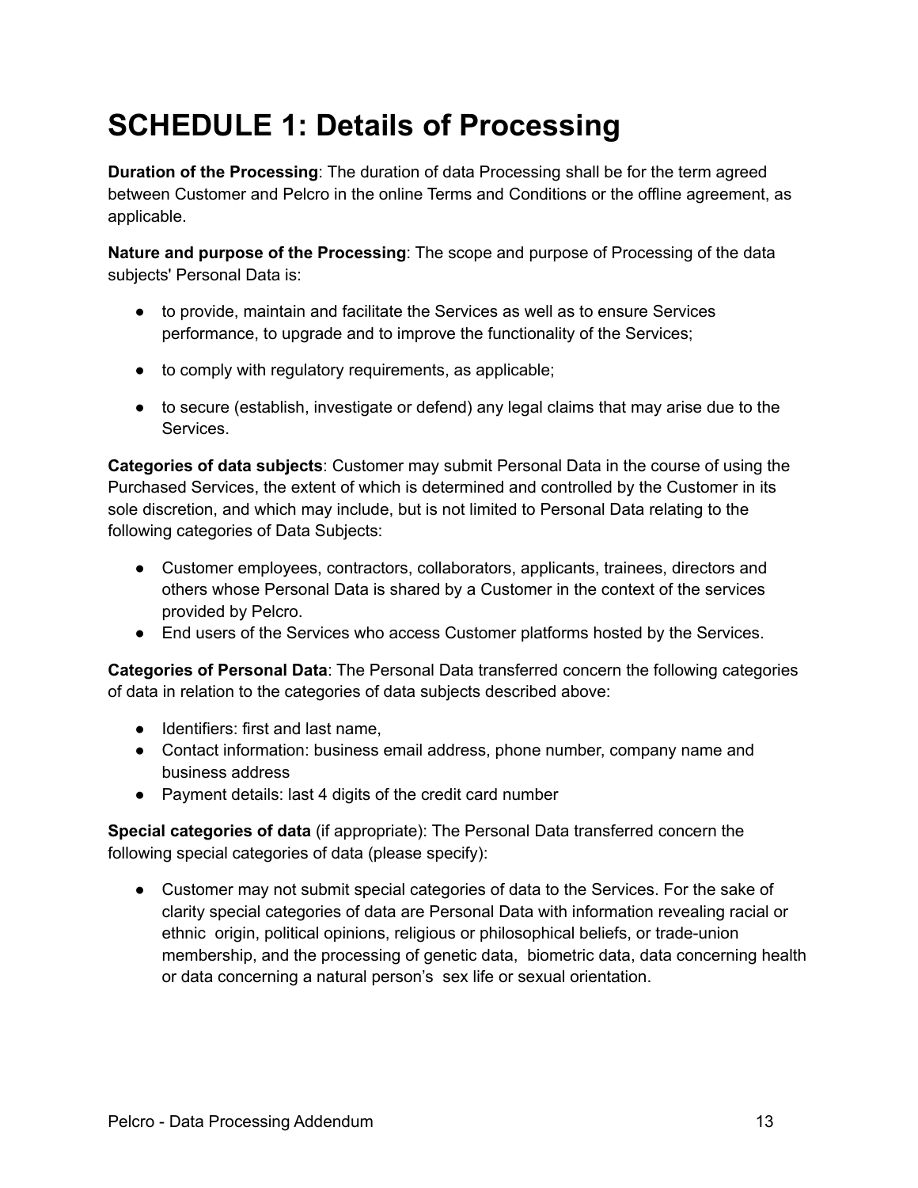# SCHEDULE 1: Details of Processing

**Duration of the Processing**: The duration of data Processing shall be for the term agreed between Customer and Pelcro in the online Terms and Conditions or the offline agreement, as applicable.

**Nature and purpose of the Processing**: The scope and purpose of Processing of the data subjects' Personal Data is:

- to provide, maintain and facilitate the Services as well as to ensure Services performance, to upgrade and to improve the functionality of the Services;
- to comply with regulatory requirements, as applicable;
- to secure (establish, investigate or defend) any legal claims that may arise due to the Services.

**Categories of data subjects**: Customer may submit Personal Data in the course of using the Purchased Services, the extent of which is determined and controlled by the Customer in its sole discretion, and which may include, but is not limited to Personal Data relating to the following categories of Data Subjects:

- Customer employees, contractors, collaborators, applicants, trainees, directors and others whose Personal Data is shared by a Customer in the context of the services provided by Pelcro.
- End users of the Services who access Customer platforms hosted by the Services.

**Categories of Personal Data**: The Personal Data transferred concern the following categories of data in relation to the categories of data subjects described above:

- Identifiers: first and last name,
- Contact information: business email address, phone number, company name and business address
- Payment details: last 4 digits of the credit card number

**Special categories of data** (if appropriate): The Personal Data transferred concern the following special categories of data (please specify):

- Customer may not submit special categories of data to the Services. For the sake of clarity special categories of data are Personal Data with information revealing racial or ethnic origin, political opinions, religious or philosophical beliefs, or trade-union membership, and the processing of genetic data, biometric data, data concerning health or data concerning a natural person's sex life or sexual orientation.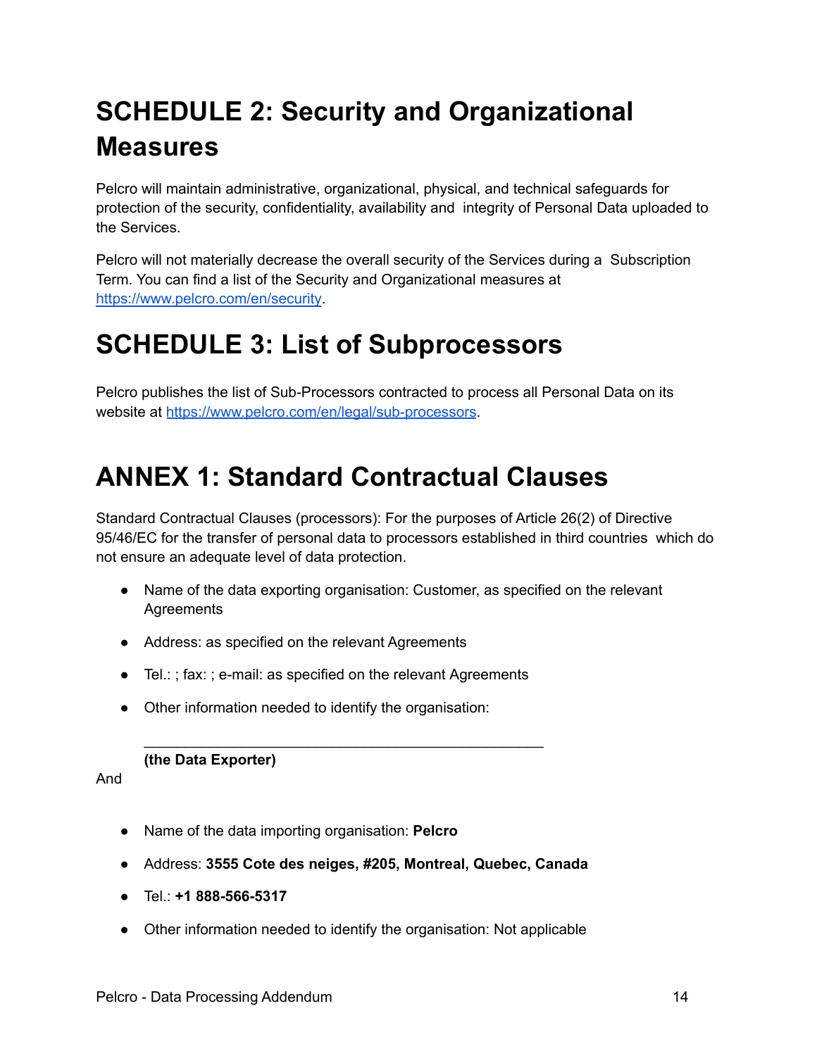# SCHEDULE 2: Security and Organizational Measures

Pelcro will maintain administrative, organizational, physical, and technical safeguards for protection of the security, confidentiality, availability and integrity of Personal Data uploaded to the Services.

Pelcro will not materially decrease the overall security of the Services during a Subscription Term. You can find a list of the Security and Organizational measures at https://www.pelcro.com/en/security.

# SCHEDULE 3: List of Subprocessors

Pelcro publishes the list of Sub-Processors contracted to process all Personal Data on its website at https://www.pelcro.com/en/legal/sub-processors.

# ANNEX 1: Standard Contractual Clauses

Standard Contractual Clauses (processors): For the purposes of Article 26(2) of Directive 95/46/EC for the transfer of personal data to processors established in third countries which do not ensure an adequate level of data protection.

- Name of the data exporting organisation: Customer, as specified on the relevant Agreements
- Address: as specified on the relevant Agreements
- Tel.: ; fax: ; e-mail: as specified on the relevant Agreements
- Other information needed to identify the organisation:

  ___________________________________________

  **(the Data Exporter)**

And

- Name of the data importing organisation: **Pelcro**
- Address: **3555 Cote des neiges, #205, Montreal, Quebec, Canada**
- Tel.: **+1 888-566-5317**
- Other information needed to identify the organisation: Not applicable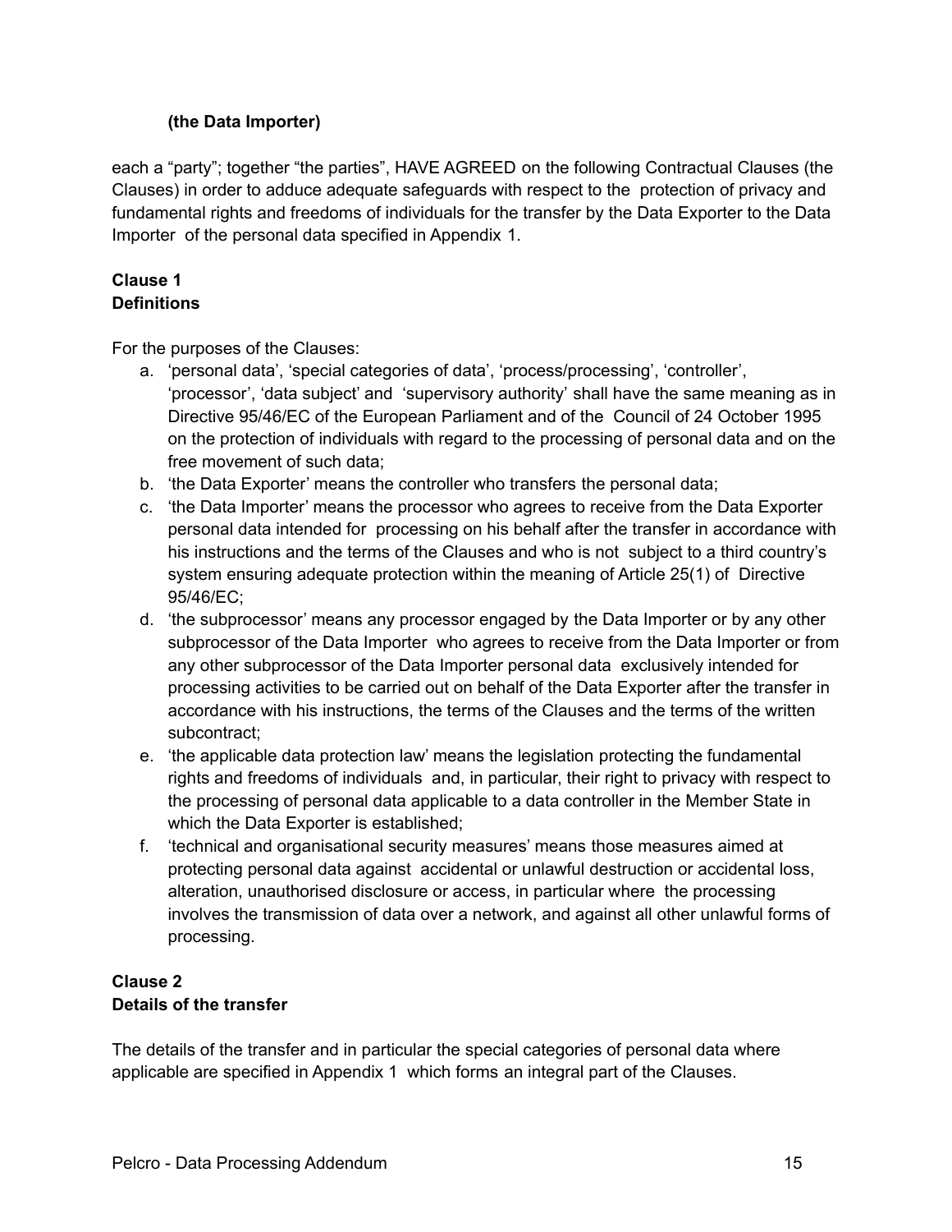**(the Data Importer)**

each a "party"; together "the parties", HAVE AGREED on the following Contractual Clauses (the Clauses) in order to adduce adequate safeguards with respect to the protection of privacy and fundamental rights and freedoms of individuals for the transfer by the Data Exporter to the Data Importer of the personal data specified in Appendix 1.

**Clause 1**
**Definitions**

For the purposes of the Clauses:

a. 'personal data', 'special categories of data', 'process/processing', 'controller', 'processor', 'data subject' and 'supervisory authority' shall have the same meaning as in Directive 95/46/EC of the European Parliament and of the Council of 24 October 1995 on the protection of individuals with regard to the processing of personal data and on the free movement of such data;
b. 'the Data Exporter' means the controller who transfers the personal data;
c. 'the Data Importer' means the processor who agrees to receive from the Data Exporter personal data intended for processing on his behalf after the transfer in accordance with his instructions and the terms of the Clauses and who is not subject to a third country's system ensuring adequate protection within the meaning of Article 25(1) of Directive 95/46/EC;
d. 'the subprocessor' means any processor engaged by the Data Importer or by any other subprocessor of the Data Importer who agrees to receive from the Data Importer or from any other subprocessor of the Data Importer personal data exclusively intended for processing activities to be carried out on behalf of the Data Exporter after the transfer in accordance with his instructions, the terms of the Clauses and the terms of the written subcontract;
e. 'the applicable data protection law' means the legislation protecting the fundamental rights and freedoms of individuals and, in particular, their right to privacy with respect to the processing of personal data applicable to a data controller in the Member State in which the Data Exporter is established;
f. 'technical and organisational security measures' means those measures aimed at protecting personal data against accidental or unlawful destruction or accidental loss, alteration, unauthorised disclosure or access, in particular where the processing involves the transmission of data over a network, and against all other unlawful forms of processing.

**Clause 2**
**Details of the transfer**

The details of the transfer and in particular the special categories of personal data where applicable are specified in Appendix 1 which forms an integral part of the Clauses.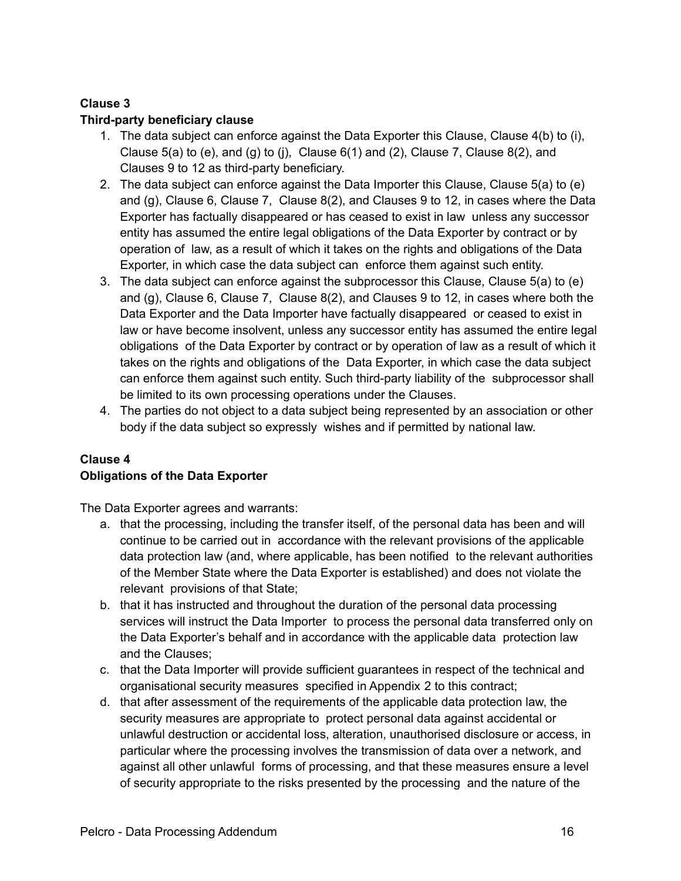**Clause 3**
**Third-party beneficiary clause**

1. The data subject can enforce against the Data Exporter this Clause, Clause 4(b) to (i), Clause 5(a) to (e), and (g) to (j), Clause 6(1) and (2), Clause 7, Clause 8(2), and Clauses 9 to 12 as third-party beneficiary.
2. The data subject can enforce against the Data Importer this Clause, Clause 5(a) to (e) and (g), Clause 6, Clause 7, Clause 8(2), and Clauses 9 to 12, in cases where the Data Exporter has factually disappeared or has ceased to exist in law unless any successor entity has assumed the entire legal obligations of the Data Exporter by contract or by operation of law, as a result of which it takes on the rights and obligations of the Data Exporter, in which case the data subject can enforce them against such entity.
3. The data subject can enforce against the subprocessor this Clause, Clause 5(a) to (e) and (g), Clause 6, Clause 7, Clause 8(2), and Clauses 9 to 12, in cases where both the Data Exporter and the Data Importer have factually disappeared or ceased to exist in law or have become insolvent, unless any successor entity has assumed the entire legal obligations of the Data Exporter by contract or by operation of law as a result of which it takes on the rights and obligations of the Data Exporter, in which case the data subject can enforce them against such entity. Such third-party liability of the subprocessor shall be limited to its own processing operations under the Clauses.
4. The parties do not object to a data subject being represented by an association or other body if the data subject so expressly wishes and if permitted by national law.

**Clause 4**
**Obligations of the Data Exporter**

The Data Exporter agrees and warrants:

a. that the processing, including the transfer itself, of the personal data has been and will continue to be carried out in accordance with the relevant provisions of the applicable data protection law (and, where applicable, has been notified to the relevant authorities of the Member State where the Data Exporter is established) and does not violate the relevant provisions of that State;
b. that it has instructed and throughout the duration of the personal data processing services will instruct the Data Importer to process the personal data transferred only on the Data Exporter's behalf and in accordance with the applicable data protection law and the Clauses;
c. that the Data Importer will provide sufficient guarantees in respect of the technical and organisational security measures specified in Appendix 2 to this contract;
d. that after assessment of the requirements of the applicable data protection law, the security measures are appropriate to protect personal data against accidental or unlawful destruction or accidental loss, alteration, unauthorised disclosure or access, in particular where the processing involves the transmission of data over a network, and against all other unlawful forms of processing, and that these measures ensure a level of security appropriate to the risks presented by the processing and the nature of the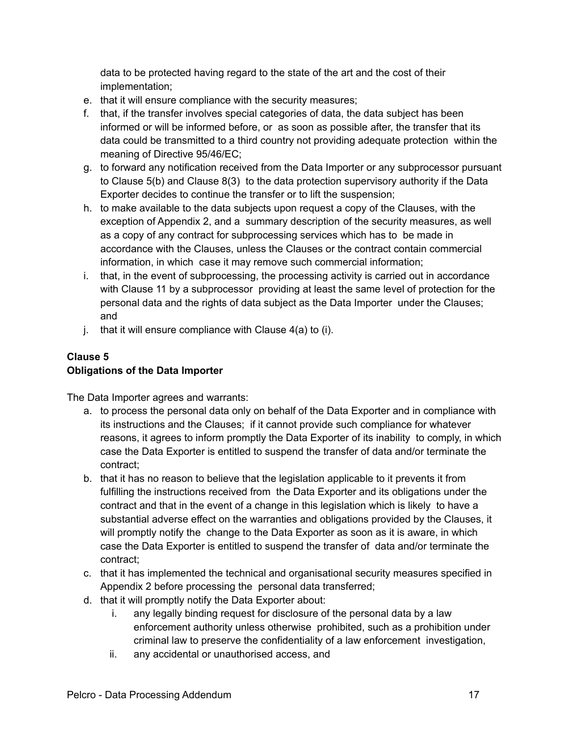data to be protected having regard to the state of the art and the cost of their implementation;

e. that it will ensure compliance with the security measures;
f. that, if the transfer involves special categories of data, the data subject has been informed or will be informed before, or as soon as possible after, the transfer that its data could be transmitted to a third country not providing adequate protection within the meaning of Directive 95/46/EC;
g. to forward any notification received from the Data Importer or any subprocessor pursuant to Clause 5(b) and Clause 8(3) to the data protection supervisory authority if the Data Exporter decides to continue the transfer or to lift the suspension;
h. to make available to the data subjects upon request a copy of the Clauses, with the exception of Appendix 2, and a summary description of the security measures, as well as a copy of any contract for subprocessing services which has to be made in accordance with the Clauses, unless the Clauses or the contract contain commercial information, in which case it may remove such commercial information;
i. that, in the event of subprocessing, the processing activity is carried out in accordance with Clause 11 by a subprocessor providing at least the same level of protection for the personal data and the rights of data subject as the Data Importer under the Clauses; and
j. that it will ensure compliance with Clause 4(a) to (i).

**Clause 5**
**Obligations of the Data Importer**

The Data Importer agrees and warrants:

a. to process the personal data only on behalf of the Data Exporter and in compliance with its instructions and the Clauses; if it cannot provide such compliance for whatever reasons, it agrees to inform promptly the Data Exporter of its inability to comply, in which case the Data Exporter is entitled to suspend the transfer of data and/or terminate the contract;
b. that it has no reason to believe that the legislation applicable to it prevents it from fulfilling the instructions received from the Data Exporter and its obligations under the contract and that in the event of a change in this legislation which is likely to have a substantial adverse effect on the warranties and obligations provided by the Clauses, it will promptly notify the change to the Data Exporter as soon as it is aware, in which case the Data Exporter is entitled to suspend the transfer of data and/or terminate the contract;
c. that it has implemented the technical and organisational security measures specified in Appendix 2 before processing the personal data transferred;
d. that it will promptly notify the Data Exporter about:
    i. any legally binding request for disclosure of the personal data by a law enforcement authority unless otherwise prohibited, such as a prohibition under criminal law to preserve the confidentiality of a law enforcement investigation,
    ii. any accidental or unauthorised access, and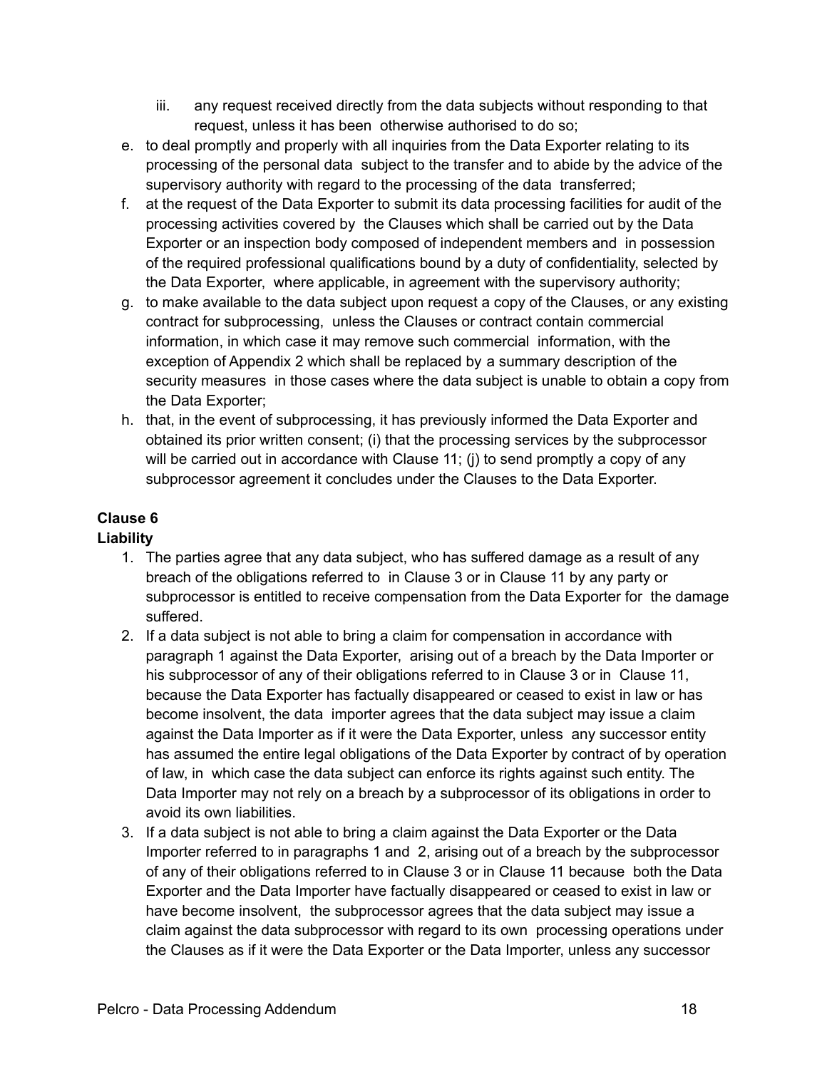iii. any request received directly from the data subjects without responding to that request, unless it has been otherwise authorised to do so;

e. to deal promptly and properly with all inquiries from the Data Exporter relating to its processing of the personal data subject to the transfer and to abide by the advice of the supervisory authority with regard to the processing of the data transferred;
f. at the request of the Data Exporter to submit its data processing facilities for audit of the processing activities covered by the Clauses which shall be carried out by the Data Exporter or an inspection body composed of independent members and in possession of the required professional qualifications bound by a duty of confidentiality, selected by the Data Exporter, where applicable, in agreement with the supervisory authority;
g. to make available to the data subject upon request a copy of the Clauses, or any existing contract for subprocessing, unless the Clauses or contract contain commercial information, in which case it may remove such commercial information, with the exception of Appendix 2 which shall be replaced by a summary description of the security measures in those cases where the data subject is unable to obtain a copy from the Data Exporter;
h. that, in the event of subprocessing, it has previously informed the Data Exporter and obtained its prior written consent; (i) that the processing services by the subprocessor will be carried out in accordance with Clause 11; (j) to send promptly a copy of any subprocessor agreement it concludes under the Clauses to the Data Exporter.

**Clause 6**
**Liability**

1. The parties agree that any data subject, who has suffered damage as a result of any breach of the obligations referred to in Clause 3 or in Clause 11 by any party or subprocessor is entitled to receive compensation from the Data Exporter for the damage suffered.
2. If a data subject is not able to bring a claim for compensation in accordance with paragraph 1 against the Data Exporter, arising out of a breach by the Data Importer or his subprocessor of any of their obligations referred to in Clause 3 or in Clause 11, because the Data Exporter has factually disappeared or ceased to exist in law or has become insolvent, the data importer agrees that the data subject may issue a claim against the Data Importer as if it were the Data Exporter, unless any successor entity has assumed the entire legal obligations of the Data Exporter by contract of by operation of law, in which case the data subject can enforce its rights against such entity. The Data Importer may not rely on a breach by a subprocessor of its obligations in order to avoid its own liabilities.
3. If a data subject is not able to bring a claim against the Data Exporter or the Data Importer referred to in paragraphs 1 and 2, arising out of a breach by the subprocessor of any of their obligations referred to in Clause 3 or in Clause 11 because both the Data Exporter and the Data Importer have factually disappeared or ceased to exist in law or have become insolvent, the subprocessor agrees that the data subject may issue a claim against the data subprocessor with regard to its own processing operations under the Clauses as if it were the Data Exporter or the Data Importer, unless any successor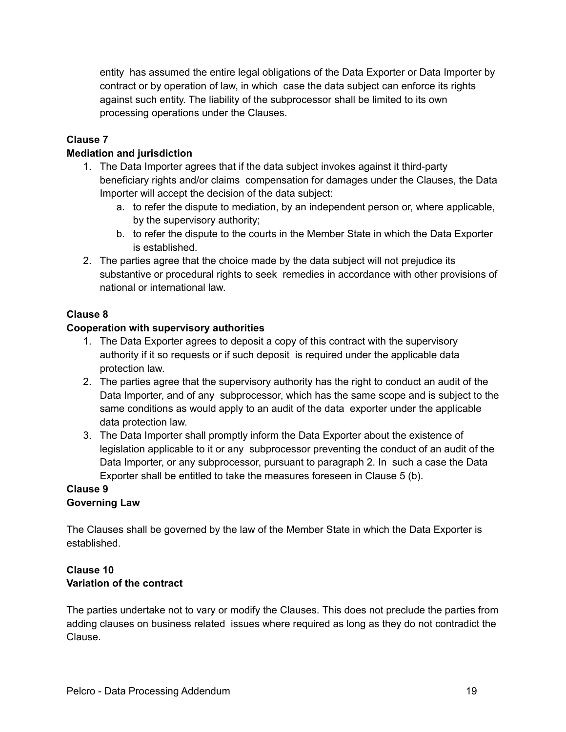entity has assumed the entire legal obligations of the Data Exporter or Data Importer by contract or by operation of law, in which case the data subject can enforce its rights against such entity. The liability of the subprocessor shall be limited to its own processing operations under the Clauses.

**Clause 7**
**Mediation and jurisdiction**

1. The Data Importer agrees that if the data subject invokes against it third-party beneficiary rights and/or claims compensation for damages under the Clauses, the Data Importer will accept the decision of the data subject:
   a. to refer the dispute to mediation, by an independent person or, where applicable, by the supervisory authority;
   b. to refer the dispute to the courts in the Member State in which the Data Exporter is established.
2. The parties agree that the choice made by the data subject will not prejudice its substantive or procedural rights to seek remedies in accordance with other provisions of national or international law.

**Clause 8**
**Cooperation with supervisory authorities**

1. The Data Exporter agrees to deposit a copy of this contract with the supervisory authority if it so requests or if such deposit is required under the applicable data protection law.
2. The parties agree that the supervisory authority has the right to conduct an audit of the Data Importer, and of any subprocessor, which has the same scope and is subject to the same conditions as would apply to an audit of the data exporter under the applicable data protection law.
3. The Data Importer shall promptly inform the Data Exporter about the existence of legislation applicable to it or any subprocessor preventing the conduct of an audit of the Data Importer, or any subprocessor, pursuant to paragraph 2. In such a case the Data Exporter shall be entitled to take the measures foreseen in Clause 5 (b).

**Clause 9**
**Governing Law**

The Clauses shall be governed by the law of the Member State in which the Data Exporter is established.

**Clause 10**
**Variation of the contract**

The parties undertake not to vary or modify the Clauses. This does not preclude the parties from adding clauses on business related issues where required as long as they do not contradict the Clause.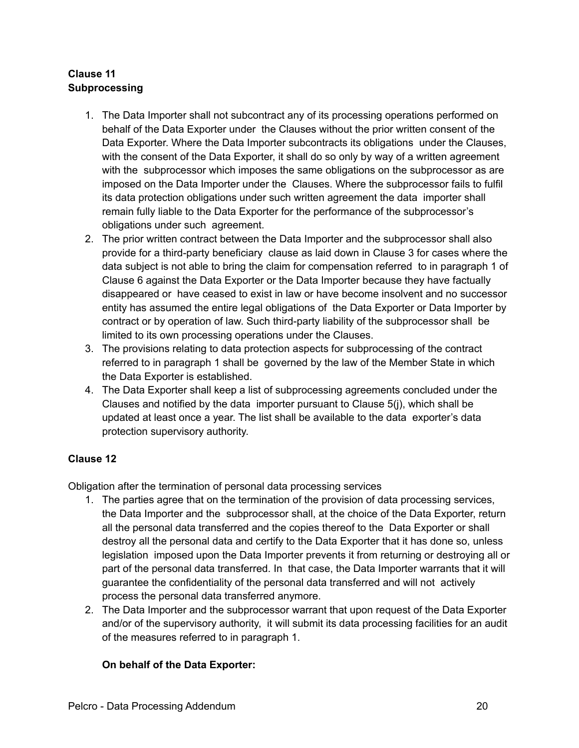**Clause 11**
**Subprocessing**

1. The Data Importer shall not subcontract any of its processing operations performed on behalf of the Data Exporter under the Clauses without the prior written consent of the Data Exporter. Where the Data Importer subcontracts its obligations under the Clauses, with the consent of the Data Exporter, it shall do so only by way of a written agreement with the subprocessor which imposes the same obligations on the subprocessor as are imposed on the Data Importer under the Clauses. Where the subprocessor fails to fulfil its data protection obligations under such written agreement the data importer shall remain fully liable to the Data Exporter for the performance of the subprocessor's obligations under such agreement.
2. The prior written contract between the Data Importer and the subprocessor shall also provide for a third-party beneficiary clause as laid down in Clause 3 for cases where the data subject is not able to bring the claim for compensation referred to in paragraph 1 of Clause 6 against the Data Exporter or the Data Importer because they have factually disappeared or have ceased to exist in law or have become insolvent and no successor entity has assumed the entire legal obligations of the Data Exporter or Data Importer by contract or by operation of law. Such third-party liability of the subprocessor shall be limited to its own processing operations under the Clauses.
3. The provisions relating to data protection aspects for subprocessing of the contract referred to in paragraph 1 shall be governed by the law of the Member State in which the Data Exporter is established.
4. The Data Exporter shall keep a list of subprocessing agreements concluded under the Clauses and notified by the data importer pursuant to Clause 5(j), which shall be updated at least once a year. The list shall be available to the data exporter's data protection supervisory authority.

**Clause 12**

Obligation after the termination of personal data processing services

1. The parties agree that on the termination of the provision of data processing services, the Data Importer and the subprocessor shall, at the choice of the Data Exporter, return all the personal data transferred and the copies thereof to the Data Exporter or shall destroy all the personal data and certify to the Data Exporter that it has done so, unless legislation imposed upon the Data Importer prevents it from returning or destroying all or part of the personal data transferred. In that case, the Data Importer warrants that it will guarantee the confidentiality of the personal data transferred and will not actively process the personal data transferred anymore.
2. The Data Importer and the subprocessor warrant that upon request of the Data Exporter and/or of the supervisory authority, it will submit its data processing facilities for an audit of the measures referred to in paragraph 1.

**On behalf of the Data Exporter:**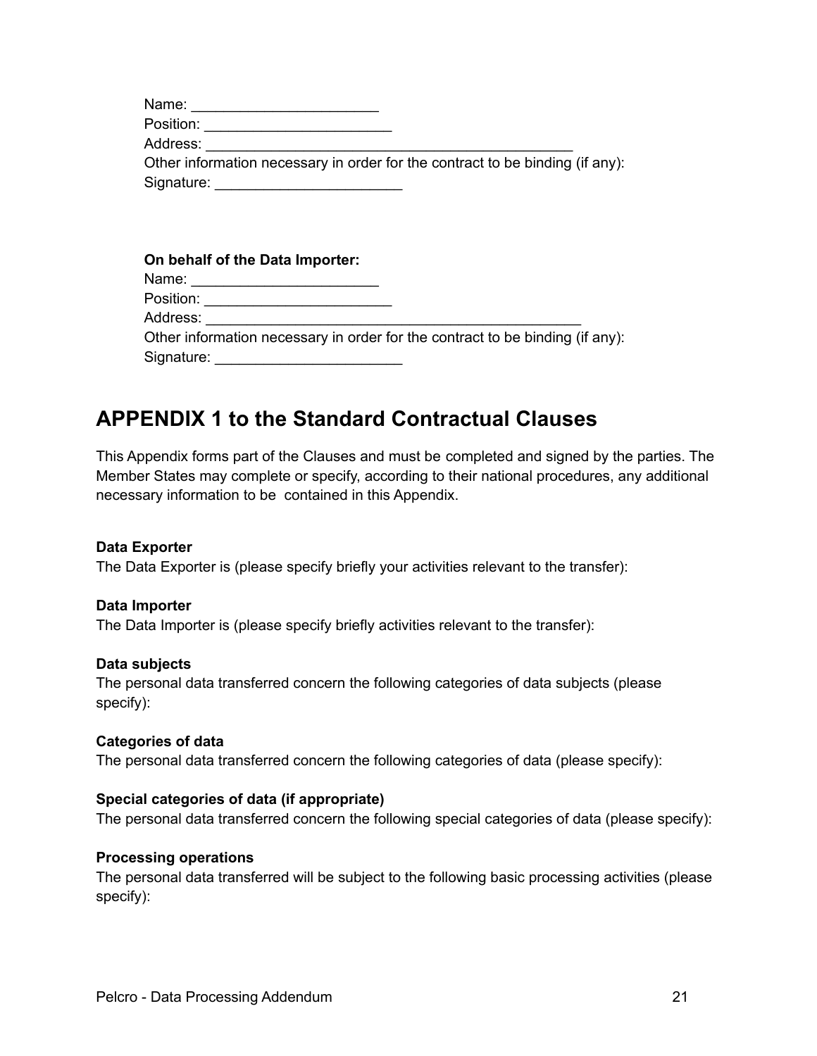Name: _______________________
Position: _______________________
Address: ______________________________________________
Other information necessary in order for the contract to be binding (if any):
Signature: _______________________

**On behalf of the Data Importer:**
Name: _______________________
Position: _______________________
Address: ______________________________________________
Other information necessary in order for the contract to be binding (if any):
Signature: _______________________

## APPENDIX 1 to the Standard Contractual Clauses

This Appendix forms part of the Clauses and must be completed and signed by the parties. The Member States may complete or specify, according to their national procedures, any additional necessary information to be contained in this Appendix.

**Data Exporter**
The Data Exporter is (please specify briefly your activities relevant to the transfer):

**Data Importer**
The Data Importer is (please specify briefly activities relevant to the transfer):

**Data subjects**
The personal data transferred concern the following categories of data subjects (please specify):

**Categories of data**
The personal data transferred concern the following categories of data (please specify):

**Special categories of data (if appropriate)**
The personal data transferred concern the following special categories of data (please specify):

**Processing operations**
The personal data transferred will be subject to the following basic processing activities (please specify):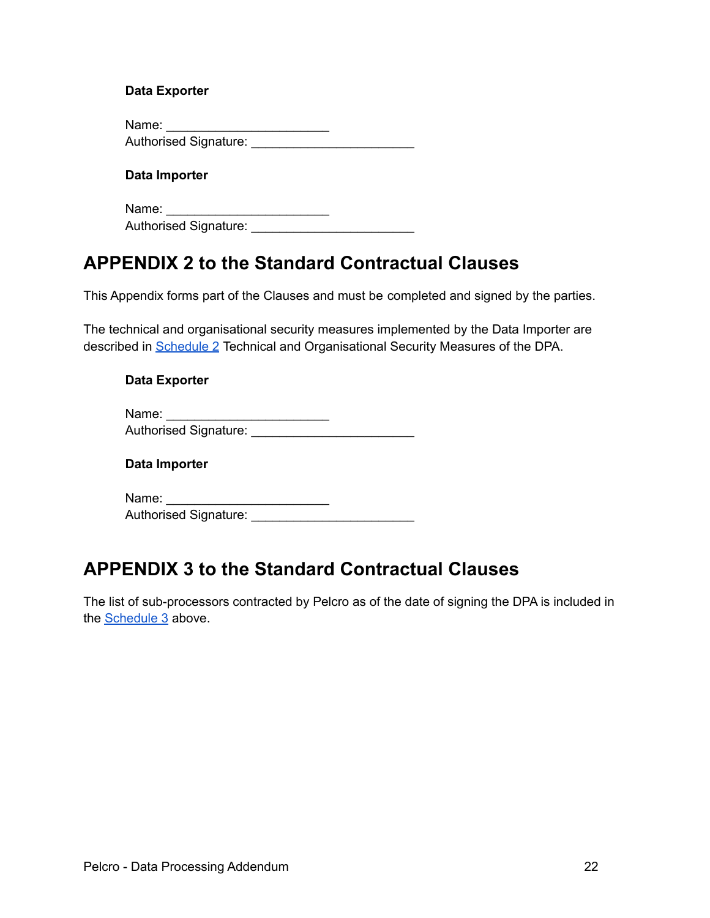**Data Exporter**

Name: ______________________
Authorised Signature: ______________________

**Data Importer**

Name: ______________________
Authorised Signature: ______________________

## APPENDIX 2 to the Standard Contractual Clauses

This Appendix forms part of the Clauses and must be completed and signed by the parties.

The technical and organisational security measures implemented by the Data Importer are described in Schedule 2 Technical and Organisational Security Measures of the DPA.

**Data Exporter**

Name: ______________________
Authorised Signature: ______________________

**Data Importer**

Name: ______________________
Authorised Signature: ______________________

## APPENDIX 3 to the Standard Contractual Clauses

The list of sub-processors contracted by Pelcro as of the date of signing the DPA is included in the Schedule 3 above.